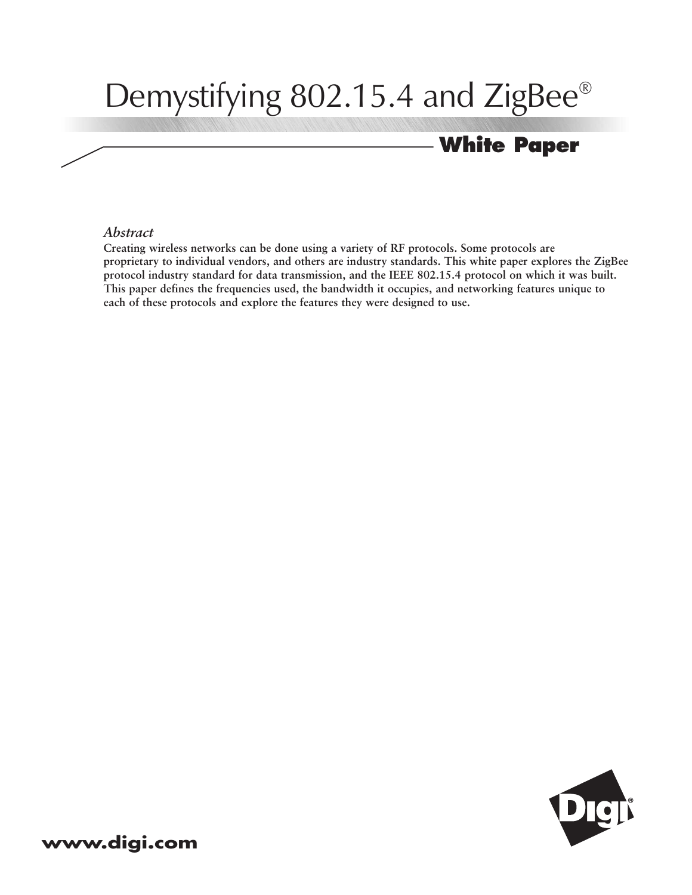# Demystifying 802.15.4 and ZigBee®

**White Paper**

*Abstract*

**Creating wireless networks can be done using a variety of RF protocols. Some protocols are proprietary to individual vendors, and others are industry standards. This white paper explores the ZigBee protocol industry standard for data transmission, and the IEEE 802.15.4 protocol on which it was built. This paper defines the frequencies used, the bandwidth it occupies, and networking features unique to each of these protocols and explore the features they were designed to use.**

**www.digi.com**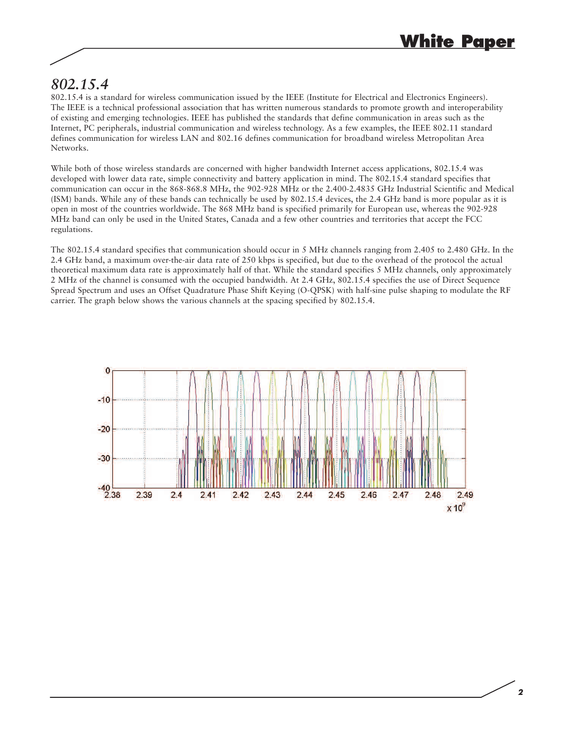# 802.15.4

802.15.4 is a standard for wireless communication issued by the IEEE (Institute for Electrical and Electronics Engineers). The IEEE is a technical professional association that has written numerous standards to promote growth and interoperability of existing and emerging technologies. IEEE has published the standards that define communication in areas such as the Internet, PC peripherals, industrial communication and wireless technology. As a few examples, the IEEE 802.11 standard defines communication for wireless LAN and 802.16 defines communication for broadband wireless Metropolitan Area Networks.

While both of those wireless standards are concerned with higher bandwidth Internet access applications, 802.15.4 was developed with lower data rate, simple connectivity and battery application in mind. The 802.15.4 standard specifies that communication can occur in the 868-868.8 MHz, the 902-928 MHz or the 2.400-2.4835 GHz Industrial Scientific and Medical (ISM) bands. While any of these bands can technically be used by 802.15.4 devices, the 2.4 GHz band is more popular as it is open in most of the countries worldwide. The 868 MHz band is specified primarily for European use, whereas the 902-928 MHz band can only be used in the United States, Canada and a few other countries and territories that accept the FCC regulations.

The 802.15.4 standard specifies that communication should occur in 5 MHz channels ranging from 2.405 to 2.480 GHz. In the 2.4 GHz band, a maximum over-the-air data rate of 250 kbps is specified, but due to the overhead of the protocol the actual theoretical maximum data rate is approximately half of that. While the standard specifies 5 MHz channels, only approximately 2 MHz of the channel is consumed with the occupied bandwidth. At 2.4 GHz, 802.15.4 specifies the use of Direct Sequence Spread Spectrum and uses an Offset Quadrature Phase Shift Keying (O-QPSK) with half-sine pulse shaping to modulate the RF carrier. The graph below shows the various channels at the spacing specified by 802.15.4.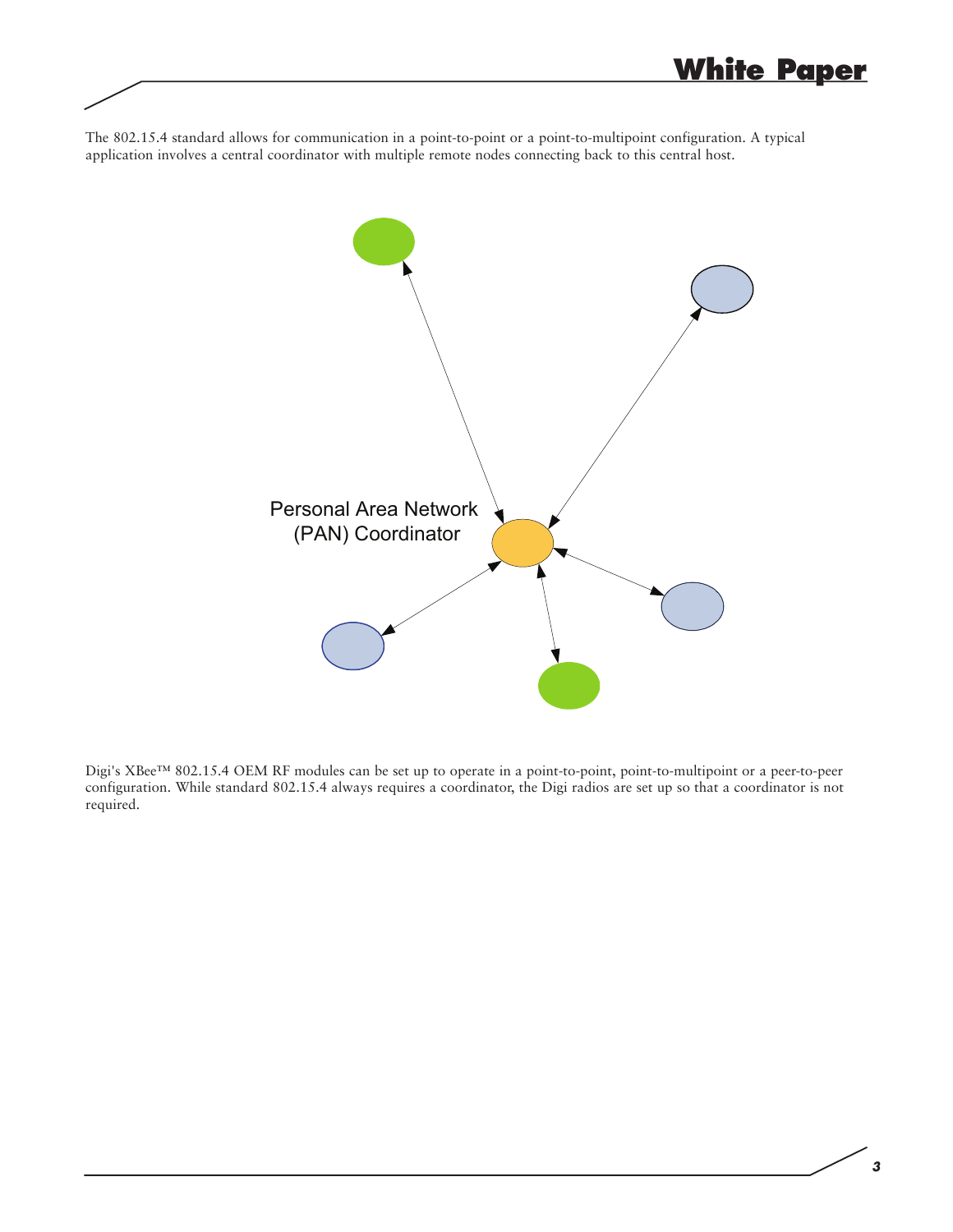The 802.15.4 standard allows for communication in a point-to-point or a point-to-multipoint configuration. A typical application involves a central coordinator with multiple remote nodes connecting back to this central host.

Personal Area Network (PAN) Coordinator

Digi's XBee™ 802.15.4 OEM RF modules can be set up to operate in a point-to-point, point-to-multipoint or a peer-to-peer configuration. While standard 802.15.4 always requires a coordinator, the Digi radios are set up so that a coordinator is not required.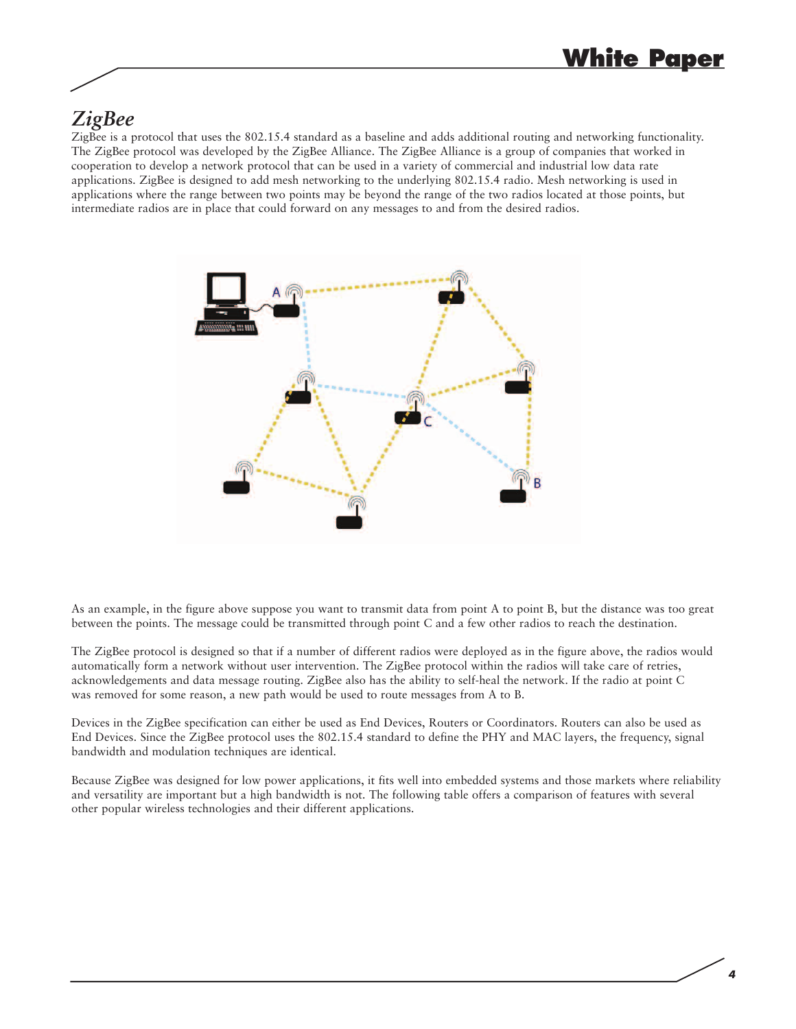## *ZigBee*

ZigBee is a protocol that uses the 802.15.4 standard as a baseline and adds additional routing and networking functionality. The ZigBee protocol was developed by the ZigBee Alliance. The ZigBee Alliance is a group of companies that worked in cooperation to develop a network protocol that can be used in a variety of commercial and industrial low data rate applications. ZigBee is designed to add mesh networking to the underlying 802.15.4 radio. Mesh networking is used in applications where the range between two points may be beyond the range of the two radios located at those points, but intermediate radios are in place that could forward on any messages to and from the desired radios.

As an example, in the figure above suppose you want to transmit data from point A to point B, but the distance was too great between the points. The message could be transmitted through point C and a few other radios to reach the destination.

The ZigBee protocol is designed so that if a number of different radios were deployed as in the figure above, the radios would automatically form a network without user intervention. The ZigBee protocol within the radios will take care of retries, acknowledgements and data message routing. ZigBee also has the ability to self-heal the network. If the radio at point C was removed for some reason, a new path would be used to route messages from A to B.

Devices in the ZigBee specification can either be used as End Devices, Routers or Coordinators. Routers can also be used as End Devices. Since the ZigBee protocol uses the 802.15.4 standard to define the PHY and MAC layers, the frequency, signal bandwidth and modulation techniques are identical.

Because ZigBee was designed for low power applications, it fits well into embedded systems and those markets where reliability and versatility are important but a high bandwidth is not. The following table offers a comparison of features with several other popular wireless technologies and their different applications.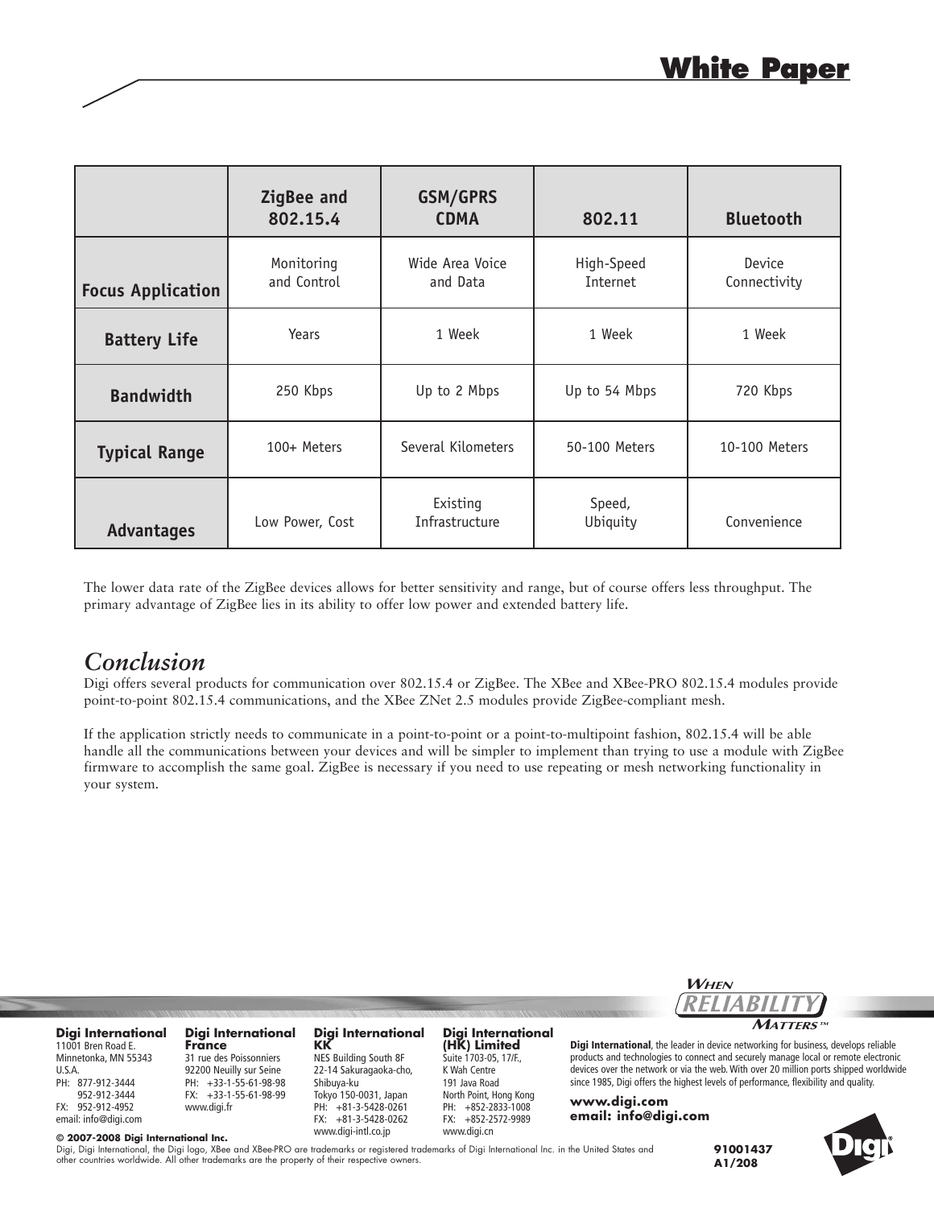| | ZigBee and 802.15.4 | GSM/GPRS CDMA | 802.11 | Bluetooth |
|---|---|---|---|---|
| **Focus Application** | Monitoring and Control | Wide Area Voice and Data | High-Speed Internet | Device Connectivity |
| **Battery Life** | Years | 1 Week | 1 Week | 1 Week |
| **Bandwidth** | 250 Kbps | Up to 2 Mbps | Up to 54 Mbps | 720 Kbps |
| **Typical Range** | 100+ Meters | Several Kilometers | 50-100 Meters | 10-100 Meters |
| **Advantages** | Low Power, Cost | Existing Infrastructure | Speed, Ubiquity | Convenience |

The lower data rate of the ZigBee devices allows for better sensitivity and range, but of course offers less throughput. The primary advantage of ZigBee lies in its ability to offer low power and extended battery life.

## *Conclusion*

Digi offers several products for communication over 802.15.4 or ZigBee. The XBee and XBee-PRO 802.15.4 modules provide point-to-point 802.15.4 communications, and the XBee ZNet 2.5 modules provide ZigBee-compliant mesh.

If the application strictly needs to communicate in a point-to-point or a point-to-multipoint fashion, 802.15.4 will be able handle all the communications between your devices and will be simpler to implement than trying to use a module with ZigBee firmware to accomplish the same goal. ZigBee is necessary if you need to use repeating or mesh networking functionality in your system.

**Digi International**
11001 Bren Road E.
Minnetonka, MN 55343
U.S.A.
PH: 877-912-3444
952-912-3444
FX: 952-912-4952
email: info@digi.com

**Digi International France**
31 rue des Poissonniers
92200 Neuilly sur Seine
PH: +33-1-55-61-98-98
FX: +33-1-55-61-98-99
www.digi.fr

**Digi International KK**
NES Building South 8F
22-14 Sakuragaoka-cho,
Shibuya-ku
Tokyo 150-0031, Japan
PH: +81-3-5428-0261
FX: +81-3-5428-0262
www.digi-intl.co.jp

**Digi International (HK) Limited**
Suite 1703-05, 17/F.,
K Wah Centre
191 Java Road
North Point, Hong Kong
PH: +852-2833-1008
FX: +852-2572-9989
www.digi.cn

**Digi International**, the leader in device networking for business, develops reliable products and technologies to connect and securely manage local or remote electronic devices over the network or via the web. With over 20 million ports shipped worldwide since 1985, Digi offers the highest levels of performance, flexibility and quality.

**www.digi.com**
**email: info@digi.com**

**© 2007-2008 Digi International Inc.**
Digi, Digi International, the Digi logo, XBee and XBee-PRO are trademarks or registered trademarks of Digi International Inc. in the United States and other countries worldwide. All other trademarks are the property of their respective owners.

**91001437**
**A1/208**